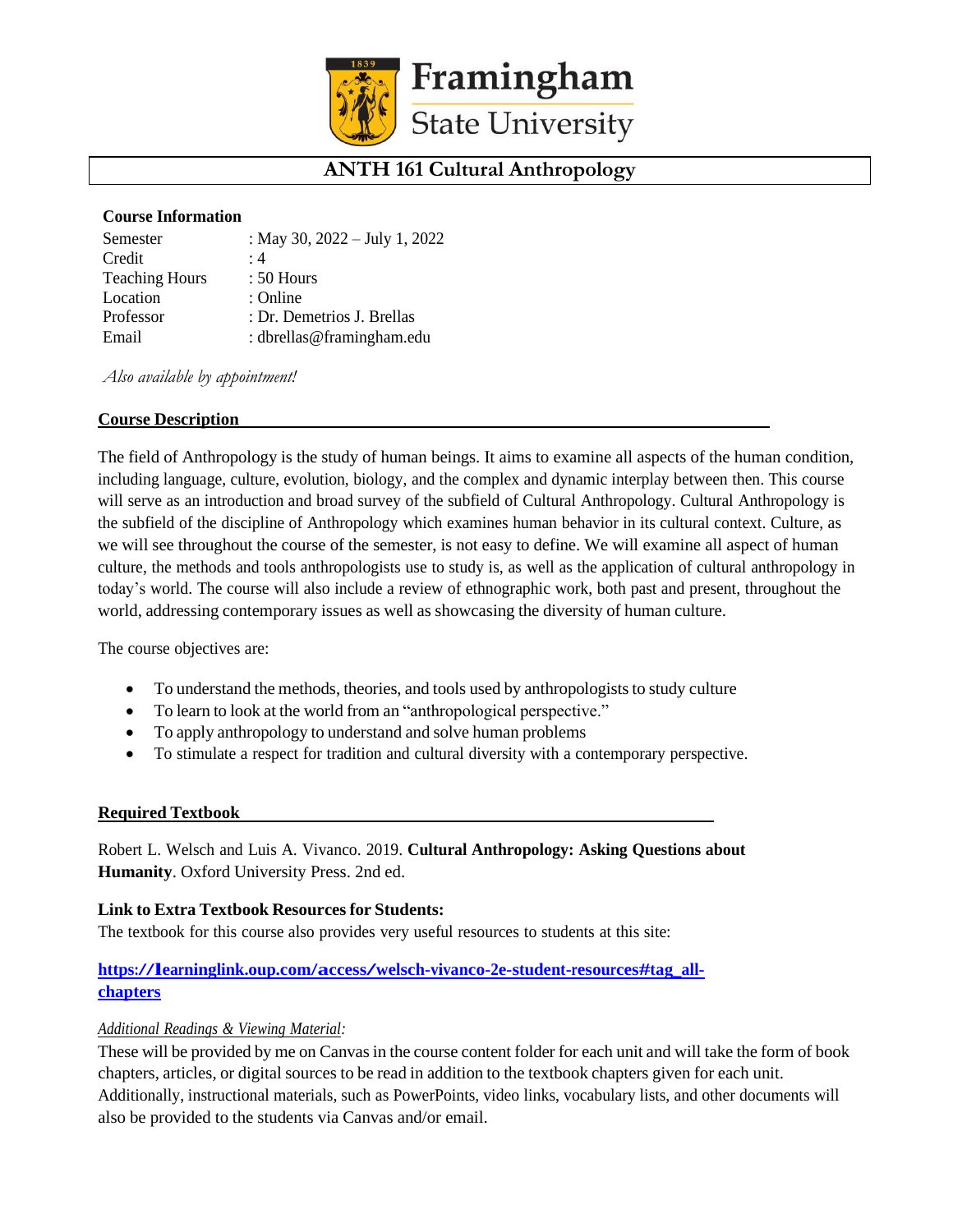Framingham State University

# ANTH 161 Cultural Anthropology

**Course Information**

| | |
|---|---|
| Semester | : May 30, 2022 – July 1, 2022 |
| Credit | : 4 |
| Teaching Hours | : 50 Hours |
| Location | : Online |
| Professor | : Dr. Demetrios J. Brellas |
| Email | : dbrellas@framingham.edu |

*Also available by appointment!*

## Course Description

The field of Anthropology is the study of human beings. It aims to examine all aspects of the human condition, including language, culture, evolution, biology, and the complex and dynamic interplay between then. This course will serve as an introduction and broad survey of the subfield of Cultural Anthropology. Cultural Anthropology is the subfield of the discipline of Anthropology which examines human behavior in its cultural context. Culture, as we will see throughout the course of the semester, is not easy to define. We will examine all aspect of human culture, the methods and tools anthropologists use to study is, as well as the application of cultural anthropology in today's world. The course will also include a review of ethnographic work, both past and present, throughout the world, addressing contemporary issues as well as showcasing the diversity of human culture.

The course objectives are:

- To understand the methods, theories, and tools used by anthropologists to study culture
- To learn to look at the world from an "anthropological perspective."
- To apply anthropology to understand and solve human problems
- To stimulate a respect for tradition and cultural diversity with a contemporary perspective.

## Required Textbook

Robert L. Welsch and Luis A. Vivanco. 2019. **Cultural Anthropology: Asking Questions about Humanity**. Oxford University Press. 2nd ed.

**Link to Extra Textbook Resources for Students:**
The textbook for this course also provides very useful resources to students at this site:

**https://learninglink.oup.com/access/welsch-vivanco-2e-student-resources#tag_all-chapters**

*Additional Readings & Viewing Material:*
These will be provided by me on Canvas in the course content folder for each unit and will take the form of book chapters, articles, or digital sources to be read in addition to the textbook chapters given for each unit. Additionally, instructional materials, such as PowerPoints, video links, vocabulary lists, and other documents will also be provided to the students via Canvas and/or email.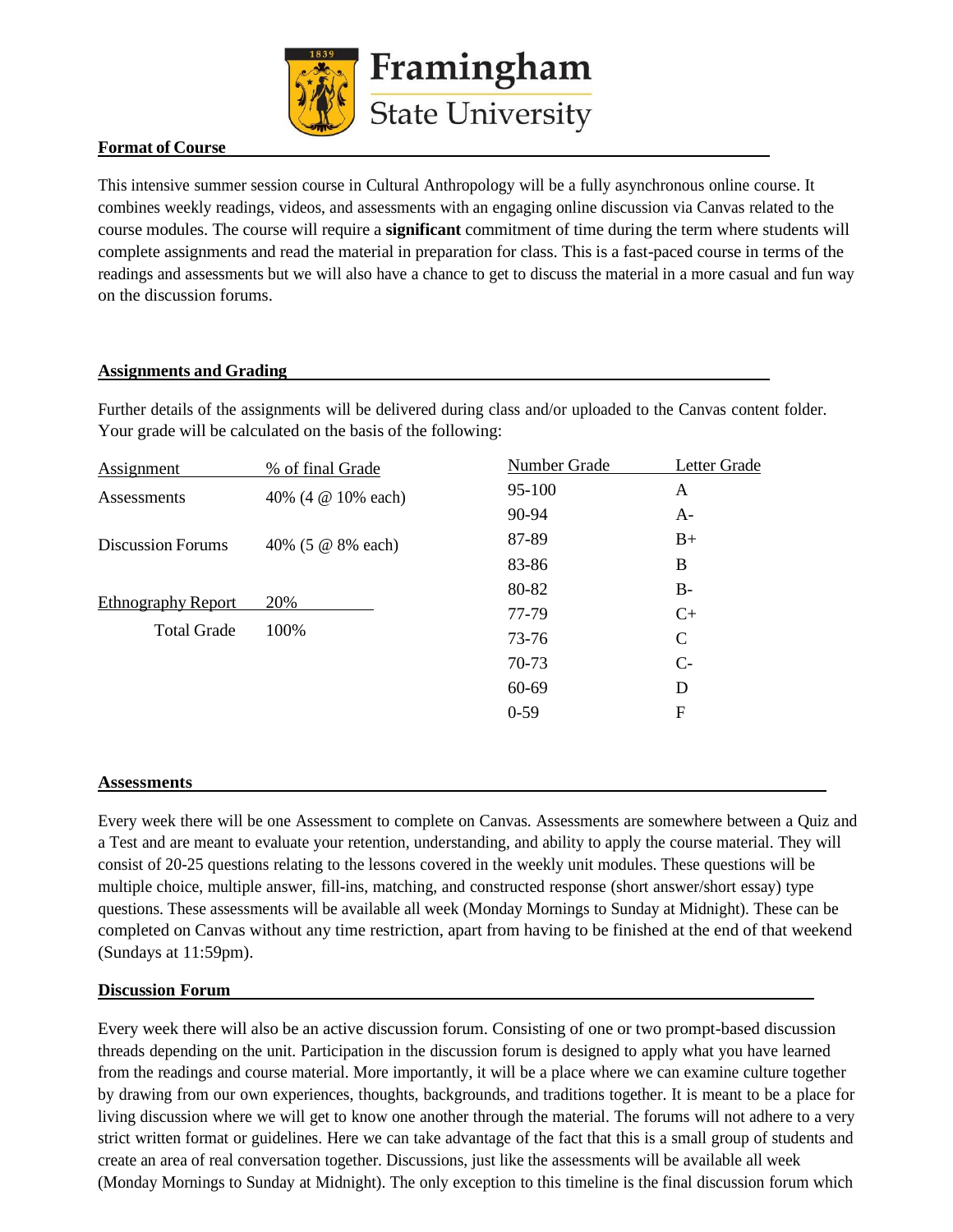## Format of Course

This intensive summer session course in Cultural Anthropology will be a fully asynchronous online course. It combines weekly readings, videos, and assessments with an engaging online discussion via Canvas related to the course modules. The course will require a **significant** commitment of time during the term where students will complete assignments and read the material in preparation for class. This is a fast-paced course in terms of the readings and assessments but we will also have a chance to get to discuss the material in a more casual and fun way on the discussion forums.

## Assignments and Grading

Further details of the assignments will be delivered during class and/or uploaded to the Canvas content folder. Your grade will be calculated on the basis of the following:

| Assignment | % of final Grade |
|---|---|
| Assessments | 40% (4 @ 10% each) |
| Discussion Forums | 40% (5 @ 8% each) |
| Ethnography Report | 20% |
| Total Grade | 100% |

| Number Grade | Letter Grade |
|---|---|
| 95-100 | A |
| 90-94 | A- |
| 87-89 | B+ |
| 83-86 | B |
| 80-82 | B- |
| 77-79 | C+ |
| 73-76 | C |
| 70-73 | C- |
| 60-69 | D |
| 0-59 | F |

## Assessments

Every week there will be one Assessment to complete on Canvas. Assessments are somewhere between a Quiz and a Test and are meant to evaluate your retention, understanding, and ability to apply the course material. They will consist of 20-25 questions relating to the lessons covered in the weekly unit modules. These questions will be multiple choice, multiple answer, fill-ins, matching, and constructed response (short answer/short essay) type questions. These assessments will be available all week (Monday Mornings to Sunday at Midnight). These can be completed on Canvas without any time restriction, apart from having to be finished at the end of that weekend (Sundays at 11:59pm).

## Discussion Forum

Every week there will also be an active discussion forum. Consisting of one or two prompt-based discussion threads depending on the unit. Participation in the discussion forum is designed to apply what you have learned from the readings and course material. More importantly, it will be a place where we can examine culture together by drawing from our own experiences, thoughts, backgrounds, and traditions together. It is meant to be a place for living discussion where we will get to know one another through the material. The forums will not adhere to a very strict written format or guidelines. Here we can take advantage of the fact that this is a small group of students and create an area of real conversation together. Discussions, just like the assessments will be available all week (Monday Mornings to Sunday at Midnight). The only exception to this timeline is the final discussion forum which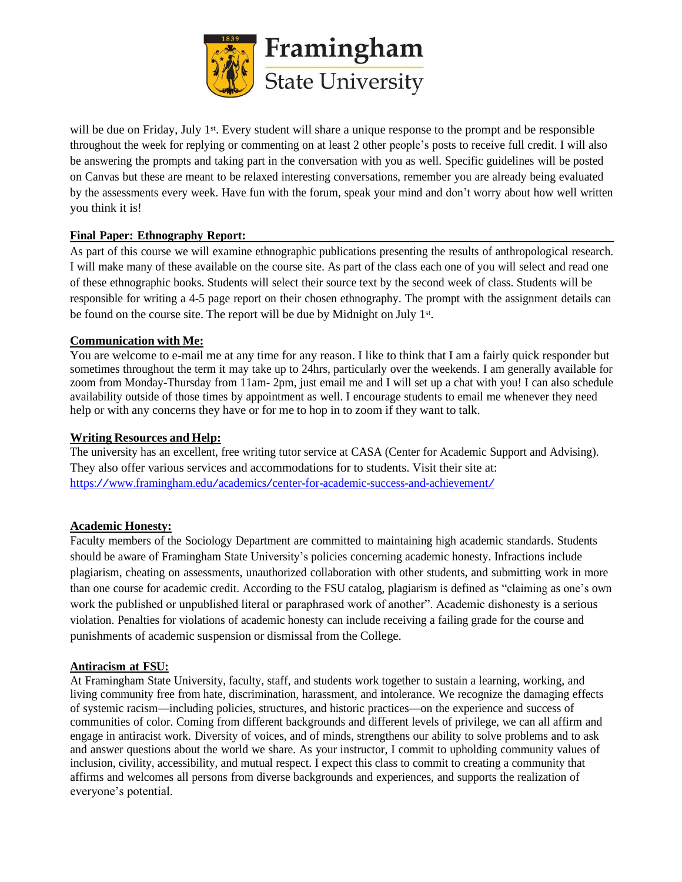will be due on Friday, July 1st. Every student will share a unique response to the prompt and be responsible throughout the week for replying or commenting on at least 2 other people's posts to receive full credit. I will also be answering the prompts and taking part in the conversation with you as well. Specific guidelines will be posted on Canvas but these are meant to be relaxed interesting conversations, remember you are already being evaluated by the assessments every week. Have fun with the forum, speak your mind and don't worry about how well written you think it is!

**Final Paper: Ethnography Report:**

As part of this course we will examine ethnographic publications presenting the results of anthropological research. I will make many of these available on the course site. As part of the class each one of you will select and read one of these ethnographic books. Students will select their source text by the second week of class. Students will be responsible for writing a 4-5 page report on their chosen ethnography. The prompt with the assignment details can be found on the course site. The report will be due by Midnight on July 1st.

**Communication with Me:**

You are welcome to e-mail me at any time for any reason. I like to think that I am a fairly quick responder but sometimes throughout the term it may take up to 24hrs, particularly over the weekends. I am generally available for zoom from Monday-Thursday from 11am- 2pm, just email me and I will set up a chat with you! I can also schedule availability outside of those times by appointment as well. I encourage students to email me whenever they need help or with any concerns they have or for me to hop in to zoom if they want to talk.

**Writing Resources and Help:**

The university has an excellent, free writing tutor service at CASA (Center for Academic Support and Advising). They also offer various services and accommodations for to students. Visit their site at: https://www.framingham.edu/academics/center-for-academic-success-and-achievement/

**Academic Honesty:**

Faculty members of the Sociology Department are committed to maintaining high academic standards. Students should be aware of Framingham State University's policies concerning academic honesty. Infractions include plagiarism, cheating on assessments, unauthorized collaboration with other students, and submitting work in more than one course for academic credit. According to the FSU catalog, plagiarism is defined as "claiming as one's own work the published or unpublished literal or paraphrased work of another". Academic dishonesty is a serious violation. Penalties for violations of academic honesty can include receiving a failing grade for the course and punishments of academic suspension or dismissal from the College.

**Antiracism at FSU:**

At Framingham State University, faculty, staff, and students work together to sustain a learning, working, and living community free from hate, discrimination, harassment, and intolerance. We recognize the damaging effects of systemic racism—including policies, structures, and historic practices—on the experience and success of communities of color. Coming from different backgrounds and different levels of privilege, we can all affirm and engage in antiracist work. Diversity of voices, and of minds, strengthens our ability to solve problems and to ask and answer questions about the world we share. As your instructor, I commit to upholding community values of inclusion, civility, accessibility, and mutual respect. I expect this class to commit to creating a community that affirms and welcomes all persons from diverse backgrounds and experiences, and supports the realization of everyone's potential.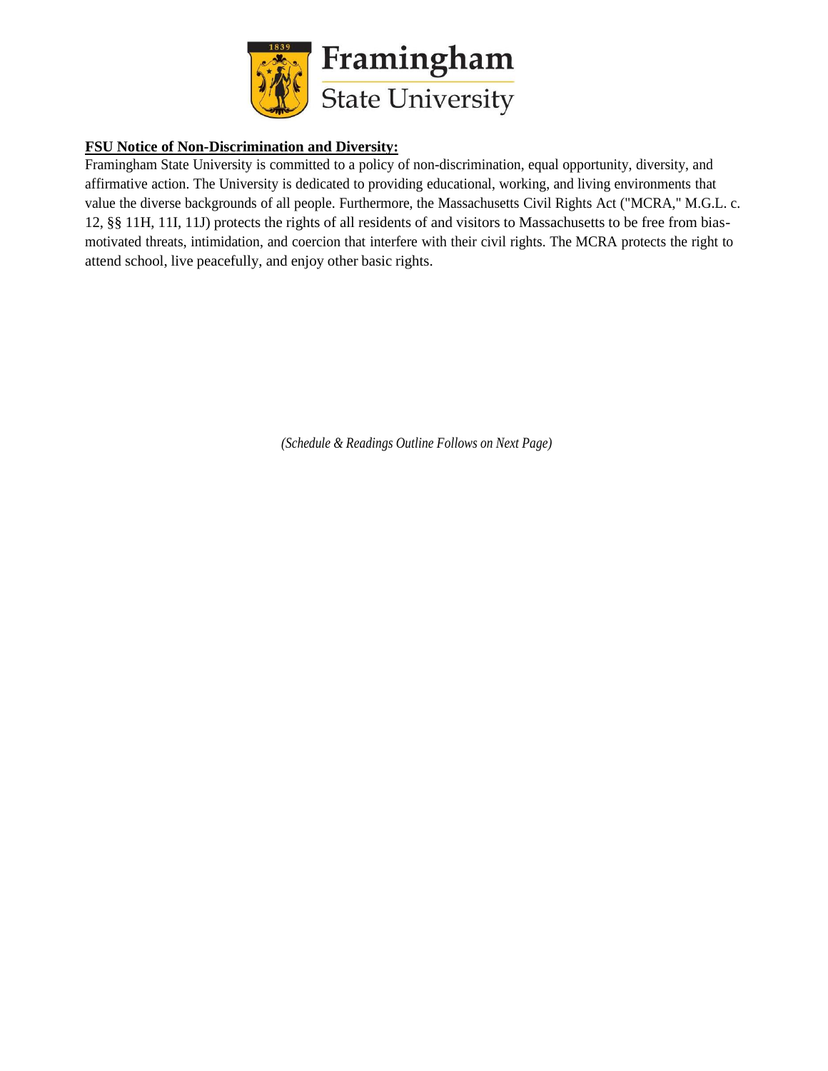**FSU Notice of Non-Discrimination and Diversity:**

Framingham State University is committed to a policy of non-discrimination, equal opportunity, diversity, and affirmative action. The University is dedicated to providing educational, working, and living environments that value the diverse backgrounds of all people. Furthermore, the Massachusetts Civil Rights Act ("MCRA," M.G.L. c. 12, §§ 11H, 11I, 11J) protects the rights of all residents of and visitors to Massachusetts to be free from bias-motivated threats, intimidation, and coercion that interfere with their civil rights. The MCRA protects the right to attend school, live peacefully, and enjoy other basic rights.

*(Schedule & Readings Outline Follows on Next Page)*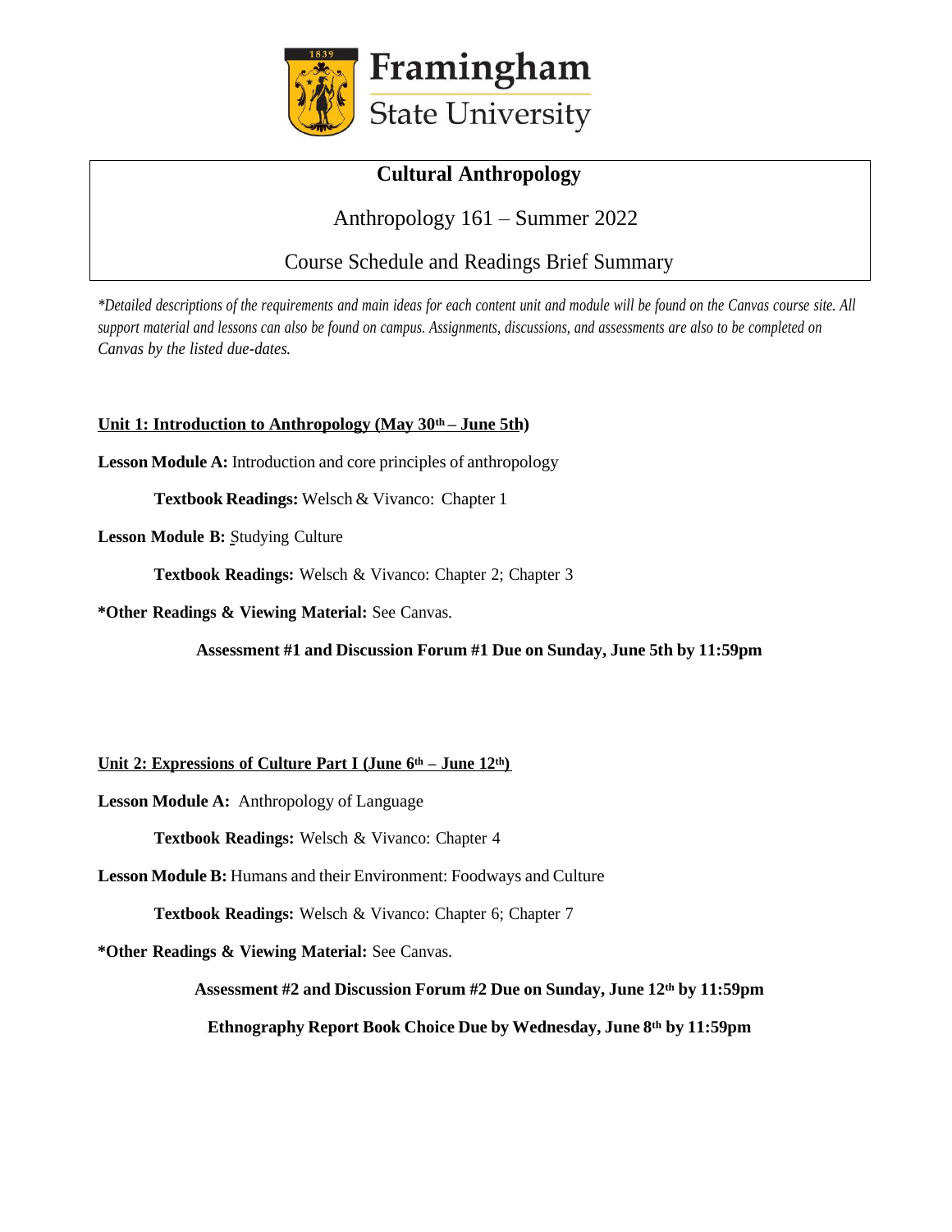Framingham State University

**Cultural Anthropology**

Anthropology 161 – Summer 2022

Course Schedule and Readings Brief Summary

*\*Detailed descriptions of the requirements and main ideas for each content unit and module will be found on the Canvas course site. All support material and lessons can also be found on campus. Assignments, discussions, and assessments are also to be completed on Canvas by the listed due-dates.*

**Unit 1: Introduction to Anthropology (May 30th – June 5th)**

**Lesson Module A:** Introduction and core principles of anthropology

**Textbook Readings:** Welsch & Vivanco: Chapter 1

**Lesson Module B:** Studying Culture

**Textbook Readings:** Welsch & Vivanco: Chapter 2; Chapter 3

**\*Other Readings & Viewing Material:** See Canvas.

**Assessment #1 and Discussion Forum #1 Due on Sunday, June 5th by 11:59pm**

**Unit 2: Expressions of Culture Part I (June 6th – June 12th)**

**Lesson Module A:** Anthropology of Language

**Textbook Readings:** Welsch & Vivanco: Chapter 4

**Lesson Module B:** Humans and their Environment: Foodways and Culture

**Textbook Readings:** Welsch & Vivanco: Chapter 6; Chapter 7

**\*Other Readings & Viewing Material:** See Canvas.

**Assessment #2 and Discussion Forum #2 Due on Sunday, June 12th by 11:59pm**

**Ethnography Report Book Choice Due by Wednesday, June 8th by 11:59pm**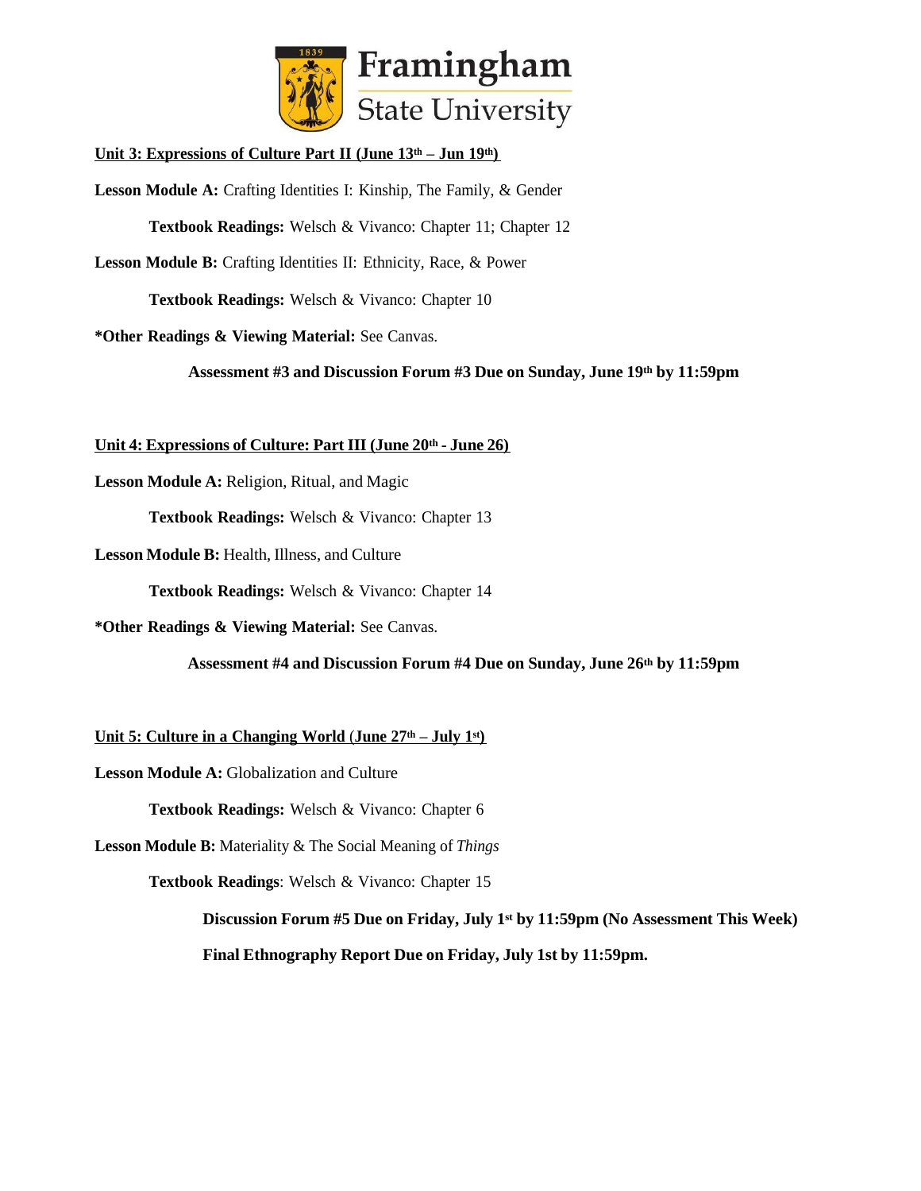**<u>Unit 3: Expressions of Culture Part II (June 13th – Jun 19th)</u>**

**Lesson Module A:** Crafting Identities I: Kinship, The Family, & Gender

**Textbook Readings:** Welsch & Vivanco: Chapter 11; Chapter 12

**Lesson Module B:** Crafting Identities II: Ethnicity, Race, & Power

**Textbook Readings:** Welsch & Vivanco: Chapter 10

***Other Readings & Viewing Material:** See Canvas.

**Assessment #3 and Discussion Forum #3 Due on Sunday, June 19th by 11:59pm**

**<u>Unit 4: Expressions of Culture: Part III (June 20th - June 26)</u>**

**Lesson Module A:** Religion, Ritual, and Magic

**Textbook Readings:** Welsch & Vivanco: Chapter 13

**Lesson Module B:** Health, Illness, and Culture

**Textbook Readings:** Welsch & Vivanco: Chapter 14

***Other Readings & Viewing Material:** See Canvas.

**Assessment #4 and Discussion Forum #4 Due on Sunday, June 26th by 11:59pm**

**<u>Unit 5: Culture in a Changing World (June 27th – July 1st)</u>**

**Lesson Module A:** Globalization and Culture

**Textbook Readings:** Welsch & Vivanco: Chapter 6

**Lesson Module B:** Materiality & The Social Meaning of *Things*

**Textbook Readings**: Welsch & Vivanco: Chapter 15

**Discussion Forum #5 Due on Friday, July 1st by 11:59pm (No Assessment This Week)**

**Final Ethnography Report Due on Friday, July 1st by 11:59pm.**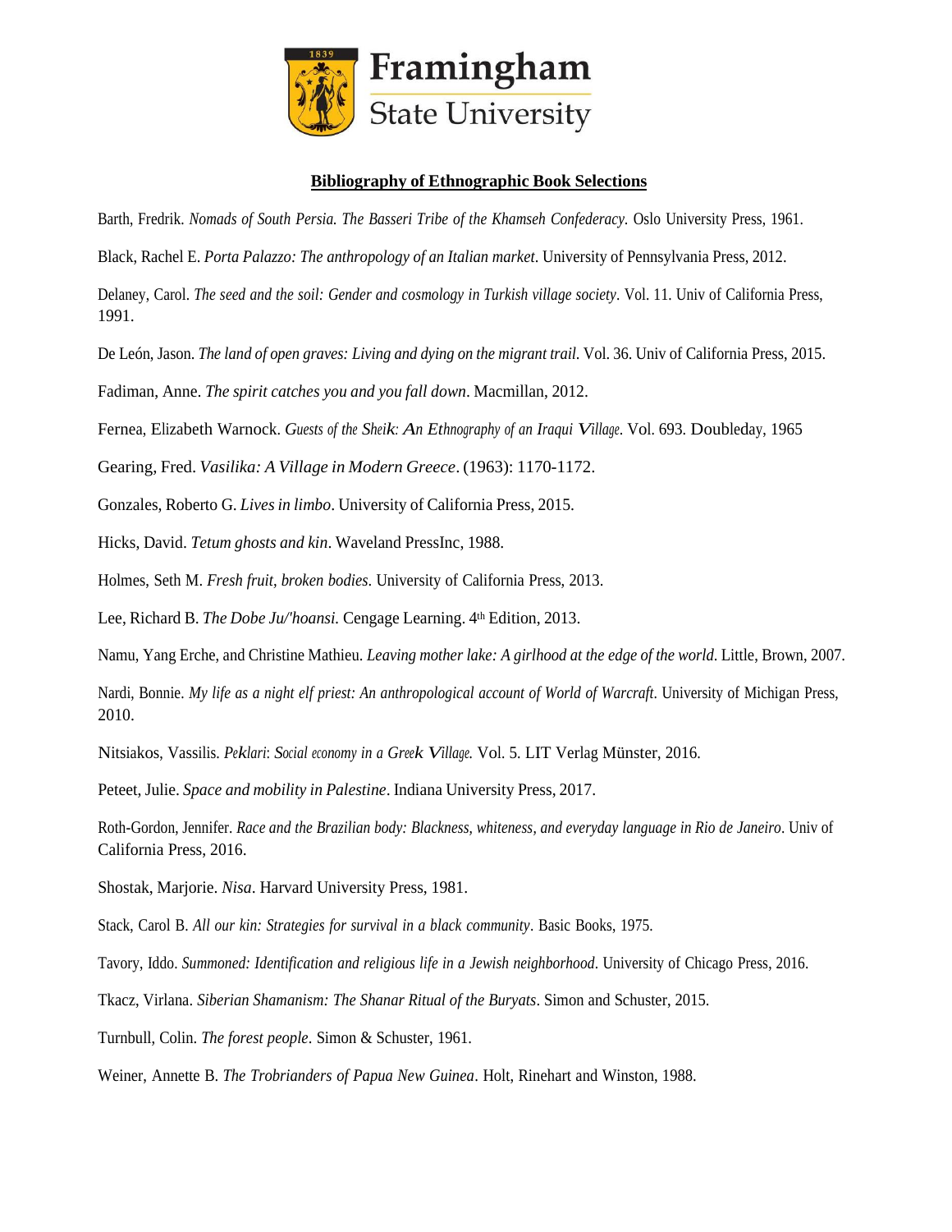**Bibliography of Ethnographic Book Selections**

Barth, Fredrik. *Nomads of South Persia. The Basseri Tribe of the Khamseh Confederacy.* Oslo University Press, 1961.

Black, Rachel E. *Porta Palazzo: The anthropology of an Italian market*. University of Pennsylvania Press, 2012.

Delaney, Carol. *The seed and the soil: Gender and cosmology in Turkish village society*. Vol. 11. Univ of California Press, 1991.

De León, Jason. *The land of open graves: Living and dying on the migrant trail.* Vol. 36. Univ of California Press, 2015.

Fadiman, Anne. *The spirit catches you and you fall down*. Macmillan, 2012.

Fernea, Elizabeth Warnock. *Guests of the Sheik: An Ethnography of an Iraqui Village*. Vol. 693. Doubleday, 1965

Gearing, Fred. *Vasilika: A Village in Modern Greece*. (1963): 1170-1172.

Gonzales, Roberto G. *Lives in limbo*. University of California Press, 2015.

Hicks, David. *Tetum ghosts and kin*. Waveland PressInc, 1988.

Holmes, Seth M. *Fresh fruit, broken bodies*. University of California Press, 2013.

Lee, Richard B. *The Dobe Ju/'hoansi.* Cengage Learning. 4th Edition, 2013.

Namu, Yang Erche, and Christine Mathieu. *Leaving mother lake: A girlhood at the edge of the world*. Little, Brown, 2007.

Nardi, Bonnie. *My life as a night elf priest: An anthropological account of World of Warcraft*. University of Michigan Press, 2010.

Nitsiakos, Vassilis. *Peklari: Social economy in a Greek Village.* Vol. 5. LIT Verlag Münster, 2016.

Peteet, Julie. *Space and mobility in Palestine*. Indiana University Press, 2017.

Roth-Gordon, Jennifer. *Race and the Brazilian body: Blackness, whiteness, and everyday language in Rio de Janeiro*. Univ of California Press, 2016.

Shostak, Marjorie. *Nisa*. Harvard University Press, 1981.

Stack, Carol B. *All our kin: Strategies for survival in a black community*. Basic Books, 1975.

Tavory, Iddo. *Summoned: Identification and religious life in a Jewish neighborhood*. University of Chicago Press, 2016.

Tkacz, Virlana. *Siberian Shamanism: The Shanar Ritual of the Buryats*. Simon and Schuster, 2015.

Turnbull, Colin. *The forest people*. Simon & Schuster, 1961.

Weiner, Annette B. *The Trobrianders of Papua New Guinea*. Holt, Rinehart and Winston, 1988.